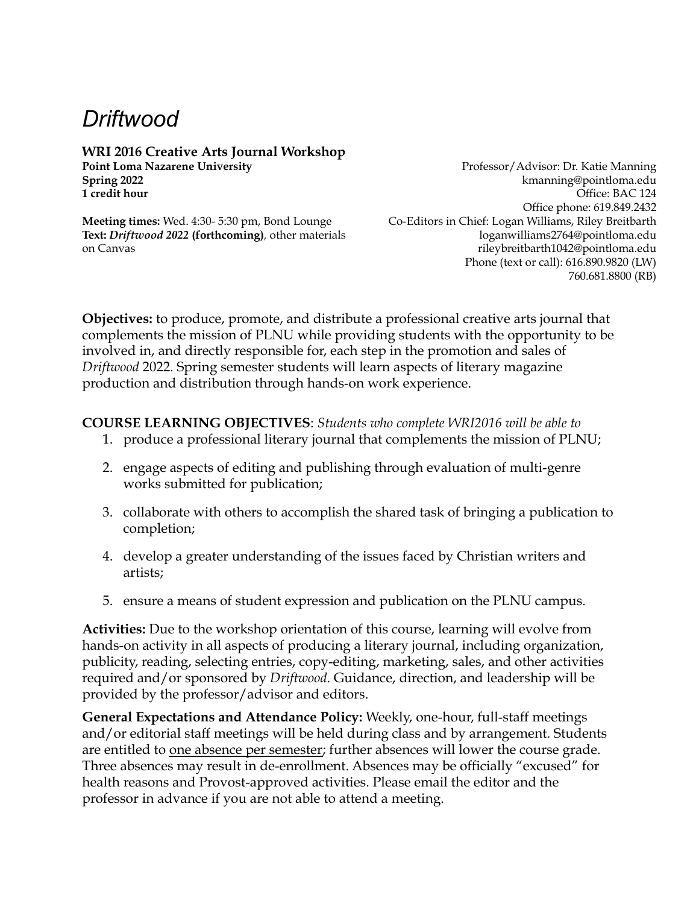# *Driftwood*

**WRI 2016 Creative Arts Journal Workshop**
**Point Loma Nazarene University**
**Spring 2022**
**1 credit hour**

**Meeting times:** Wed. 4:30- 5:30 pm, Bond Lounge
**Text:** ***Driftwood 2022*** **(forthcoming)**, other materials on Canvas

Professor/Advisor: Dr. Katie Manning
kmanning@pointloma.edu
Office: BAC 124
Office phone: 619.849.2432
Co-Editors in Chief: Logan Williams, Riley Breitbarth
loganwilliams2764@pointloma.edu
rileybreitbarth1042@pointloma.edu
Phone (text or call): 616.890.9820 (LW)
760.681.8800 (RB)

**Objectives:** to produce, promote, and distribute a professional creative arts journal that complements the mission of PLNU while providing students with the opportunity to be involved in, and directly responsible for, each step in the promotion and sales of *Driftwood* 2022. Spring semester students will learn aspects of literary magazine production and distribution through hands-on work experience.

**COURSE LEARNING OBJECTIVES**: *Students who complete WRI2016 will be able to*

1. produce a professional literary journal that complements the mission of PLNU;
2. engage aspects of editing and publishing through evaluation of multi-genre works submitted for publication;
3. collaborate with others to accomplish the shared task of bringing a publication to completion;
4. develop a greater understanding of the issues faced by Christian writers and artists;
5. ensure a means of student expression and publication on the PLNU campus.

**Activities:** Due to the workshop orientation of this course, learning will evolve from hands-on activity in all aspects of producing a literary journal, including organization, publicity, reading, selecting entries, copy-editing, marketing, sales, and other activities required and/or sponsored by *Driftwood*. Guidance, direction, and leadership will be provided by the professor/advisor and editors.

**General Expectations and Attendance Policy:** Weekly, one-hour, full-staff meetings and/or editorial staff meetings will be held during class and by arrangement. Students are entitled to <u>one absence per semester</u>; further absences will lower the course grade. Three absences may result in de-enrollment. Absences may be officially "excused" for health reasons and Provost-approved activities. Please email the editor and the professor in advance if you are not able to attend a meeting.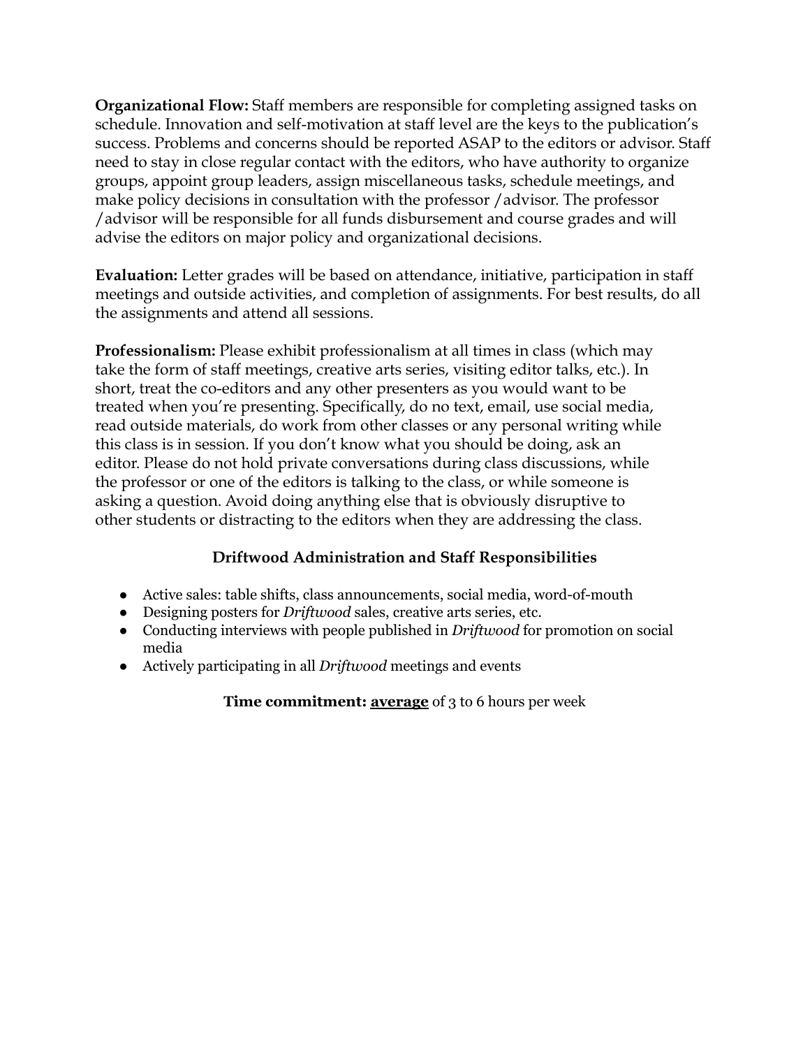**Organizational Flow:** Staff members are responsible for completing assigned tasks on schedule. Innovation and self-motivation at staff level are the keys to the publication's success. Problems and concerns should be reported ASAP to the editors or advisor. Staff need to stay in close regular contact with the editors, who have authority to organize groups, appoint group leaders, assign miscellaneous tasks, schedule meetings, and make policy decisions in consultation with the professor /advisor. The professor /advisor will be responsible for all funds disbursement and course grades and will advise the editors on major policy and organizational decisions.

**Evaluation:** Letter grades will be based on attendance, initiative, participation in staff meetings and outside activities, and completion of assignments. For best results, do all the assignments and attend all sessions.

**Professionalism:** Please exhibit professionalism at all times in class (which may take the form of staff meetings, creative arts series, visiting editor talks, etc.). In short, treat the co-editors and any other presenters as you would want to be treated when you're presenting. Specifically, do no text, email, use social media, read outside materials, do work from other classes or any personal writing while this class is in session. If you don't know what you should be doing, ask an editor. Please do not hold private conversations during class discussions, while the professor or one of the editors is talking to the class, or while someone is asking a question. Avoid doing anything else that is obviously disruptive to other students or distracting to the editors when they are addressing the class.

### Driftwood Administration and Staff Responsibilities

- Active sales: table shifts, class announcements, social media, word-of-mouth
- Designing posters for *Driftwood* sales, creative arts series, etc.
- Conducting interviews with people published in *Driftwood* for promotion on social media
- Actively participating in all *Driftwood* meetings and events

**Time commitment: <u>average</u>** of 3 to 6 hours per week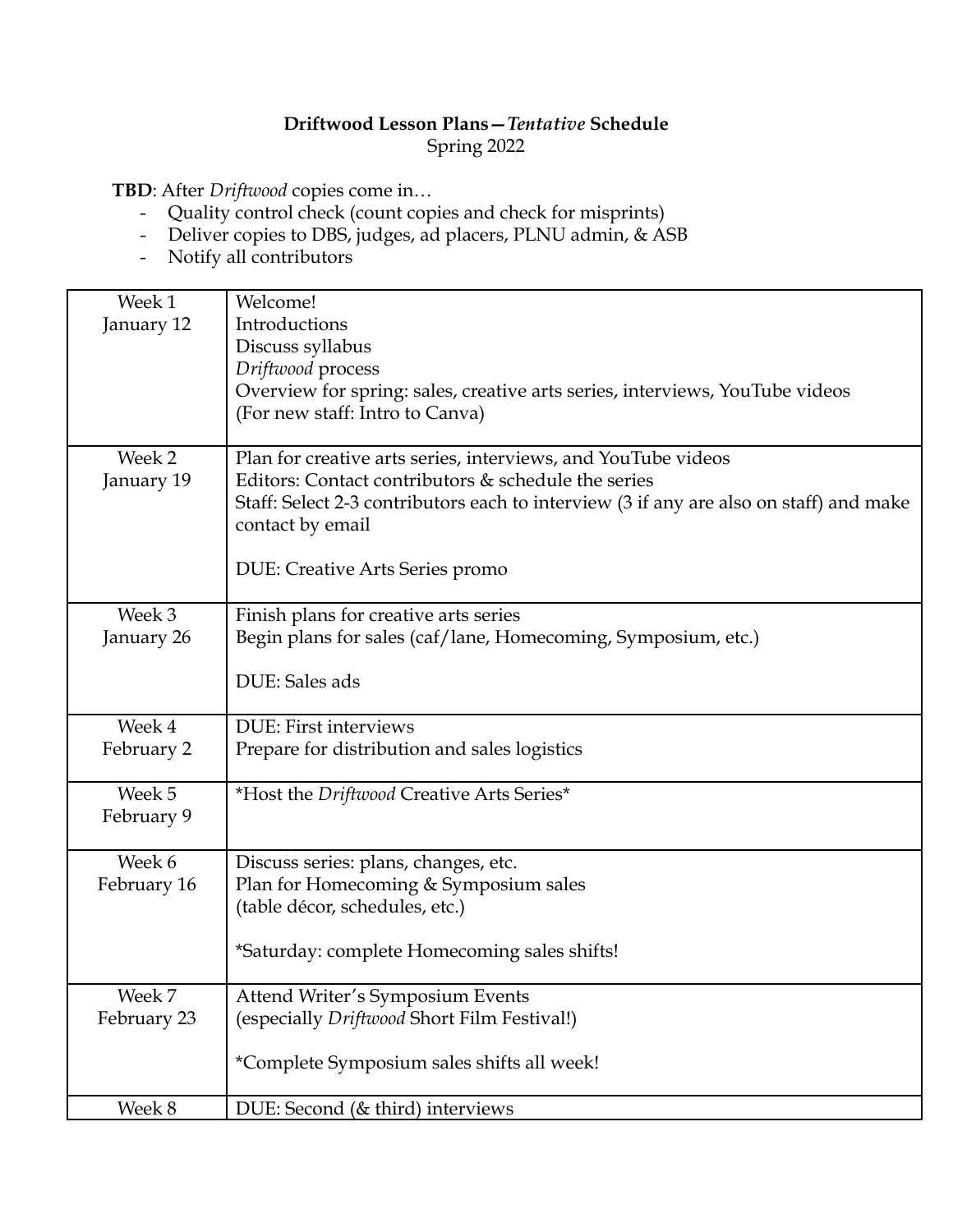**Driftwood Lesson Plans—*Tentative* Schedule**
Spring 2022

**TBD**: After *Driftwood* copies come in…

- Quality control check (count copies and check for misprints)
- Deliver copies to DBS, judges, ad placers, PLNU admin, & ASB
- Notify all contributors

| | |
|---|---|
| Week 1<br>January 12 | Welcome!<br>Introductions<br>Discuss syllabus<br>*Driftwood* process<br>Overview for spring: sales, creative arts series, interviews, YouTube videos<br>(For new staff: Intro to Canva) |
| Week 2<br>January 19 | Plan for creative arts series, interviews, and YouTube videos<br>Editors: Contact contributors & schedule the series<br>Staff: Select 2-3 contributors each to interview (3 if any are also on staff) and make contact by email<br><br>DUE: Creative Arts Series promo |
| Week 3<br>January 26 | Finish plans for creative arts series<br>Begin plans for sales (caf/lane, Homecoming, Symposium, etc.)<br><br>DUE: Sales ads |
| Week 4<br>February 2 | DUE: First interviews<br>Prepare for distribution and sales logistics |
| Week 5<br>February 9 | *Host the *Driftwood* Creative Arts Series* |
| Week 6<br>February 16 | Discuss series: plans, changes, etc.<br>Plan for Homecoming & Symposium sales<br>(table décor, schedules, etc.)<br><br>*Saturday: complete Homecoming sales shifts! |
| Week 7<br>February 23 | Attend Writer's Symposium Events<br>(especially *Driftwood* Short Film Festival!)<br><br>*Complete Symposium sales shifts all week! |
| Week 8 | DUE: Second (& third) interviews |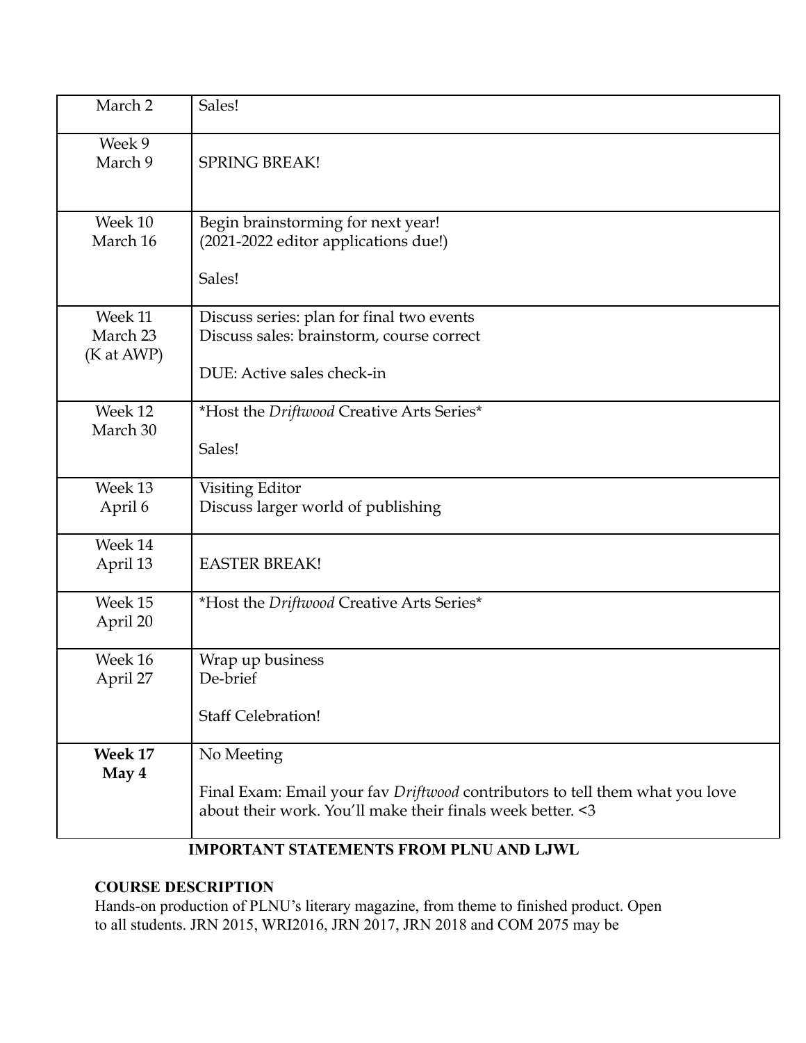| | |
|---|---|
| March 2 | Sales! |
| Week 9<br>March 9 | SPRING BREAK! |
| Week 10<br>March 16 | Begin brainstorming for next year!<br>(2021-2022 editor applications due!)<br><br>Sales! |
| Week 11<br>March 23<br>(K at AWP) | Discuss series: plan for final two events<br>Discuss sales: brainstorm, course correct<br><br>DUE: Active sales check-in |
| Week 12<br>March 30 | *Host the *Driftwood* Creative Arts Series*<br><br>Sales! |
| Week 13<br>April 6 | Visiting Editor<br>Discuss larger world of publishing |
| Week 14<br>April 13 | EASTER BREAK! |
| Week 15<br>April 20 | *Host the *Driftwood* Creative Arts Series* |
| Week 16<br>April 27 | Wrap up business<br>De-brief<br><br>Staff Celebration! |
| **Week 17**<br>**May 4** | No Meeting<br><br>Final Exam: Email your fav *Driftwood* contributors to tell them what you love about their work. You'll make their finals week better. <3 |

## IMPORTANT STATEMENTS FROM PLNU AND LJWL

### COURSE DESCRIPTION

Hands-on production of PLNU's literary magazine, from theme to finished product. Open to all students. JRN 2015, WRI2016, JRN 2017, JRN 2018 and COM 2075 may be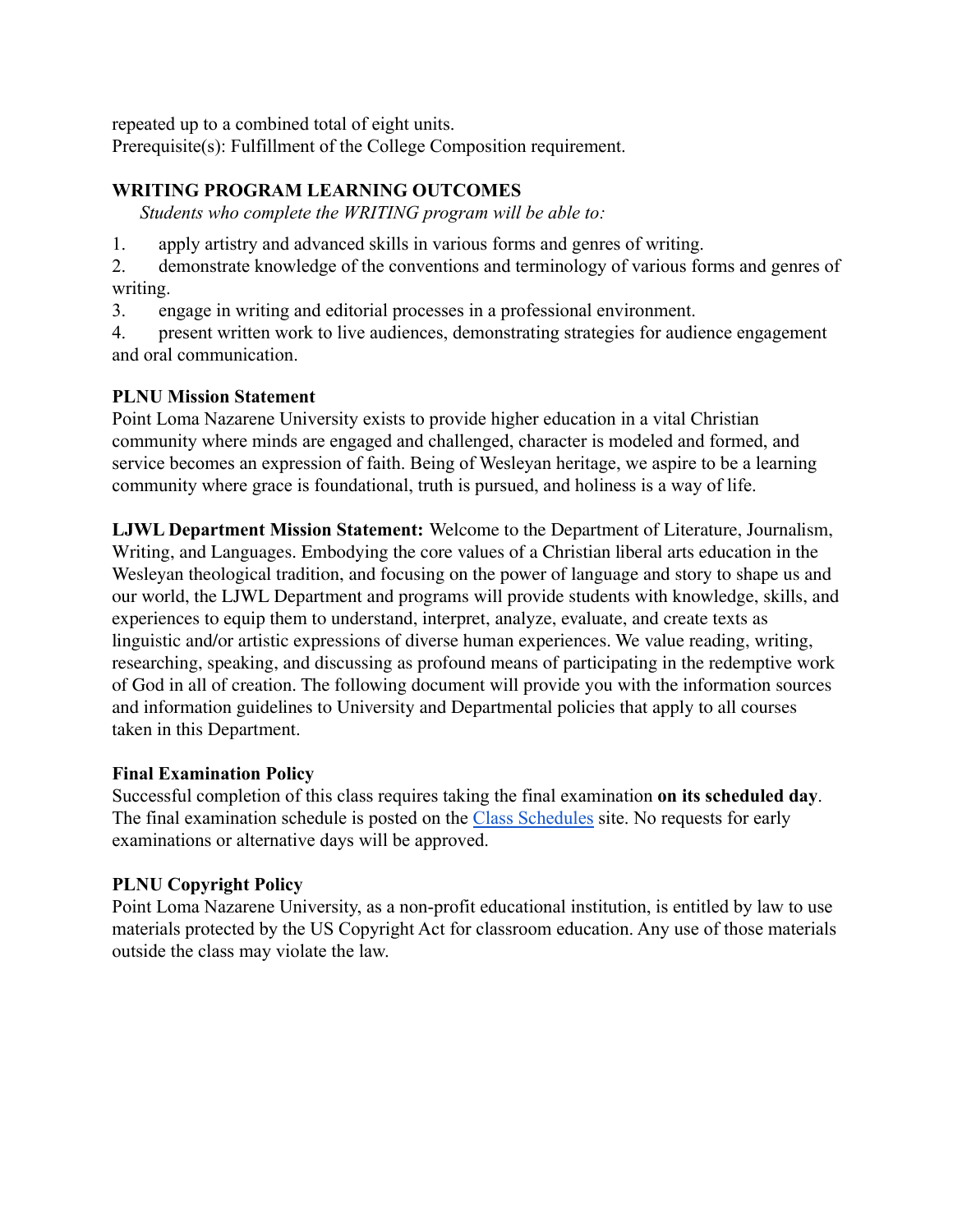repeated up to a combined total of eight units.
Prerequisite(s): Fulfillment of the College Composition requirement.

## WRITING PROGRAM LEARNING OUTCOMES

*Students who complete the WRITING program will be able to:*

1. apply artistry and advanced skills in various forms and genres of writing.
2. demonstrate knowledge of the conventions and terminology of various forms and genres of writing.
3. engage in writing and editorial processes in a professional environment.
4. present written work to live audiences, demonstrating strategies for audience engagement and oral communication.

## PLNU Mission Statement

Point Loma Nazarene University exists to provide higher education in a vital Christian community where minds are engaged and challenged, character is modeled and formed, and service becomes an expression of faith. Being of Wesleyan heritage, we aspire to be a learning community where grace is foundational, truth is pursued, and holiness is a way of life.

**LJWL Department Mission Statement:** Welcome to the Department of Literature, Journalism, Writing, and Languages. Embodying the core values of a Christian liberal arts education in the Wesleyan theological tradition, and focusing on the power of language and story to shape us and our world, the LJWL Department and programs will provide students with knowledge, skills, and experiences to equip them to understand, interpret, analyze, evaluate, and create texts as linguistic and/or artistic expressions of diverse human experiences. We value reading, writing, researching, speaking, and discussing as profound means of participating in the redemptive work of God in all of creation. The following document will provide you with the information sources and information guidelines to University and Departmental policies that apply to all courses taken in this Department.

## Final Examination Policy

Successful completion of this class requires taking the final examination **on its scheduled day**. The final examination schedule is posted on the [Class Schedules] site. No requests for early examinations or alternative days will be approved.

## PLNU Copyright Policy

Point Loma Nazarene University, as a non-profit educational institution, is entitled by law to use materials protected by the US Copyright Act for classroom education. Any use of those materials outside the class may violate the law.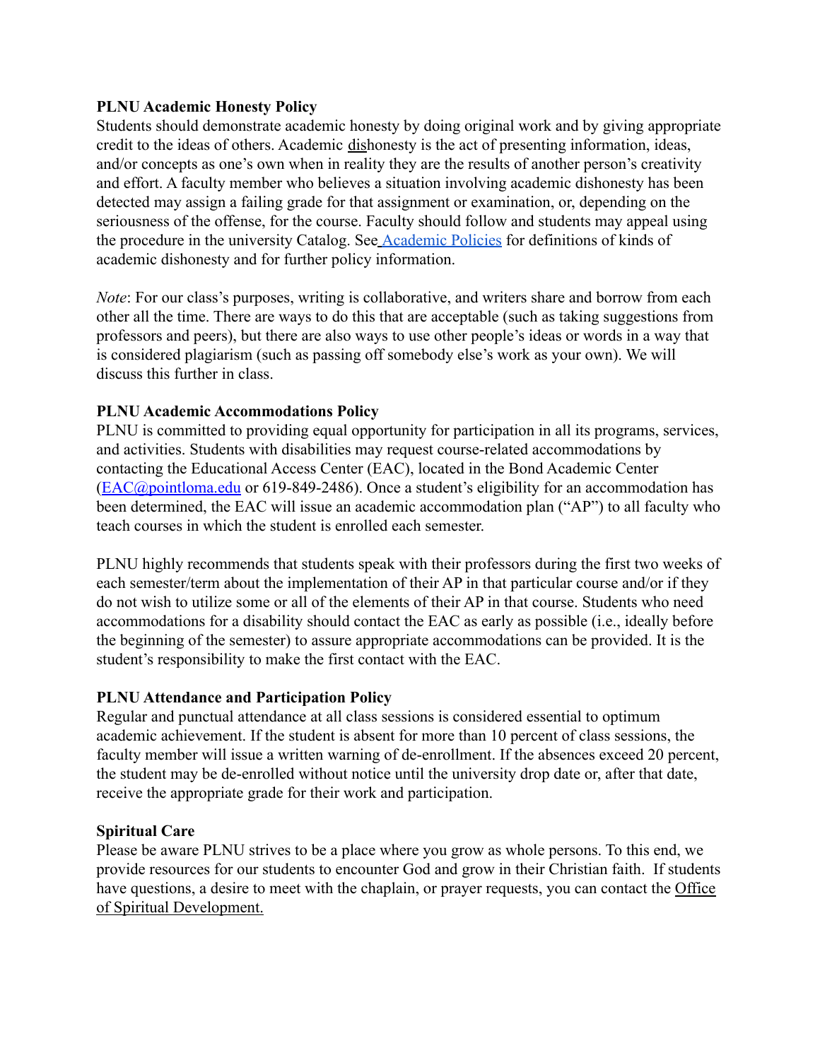**PLNU Academic Honesty Policy**

Students should demonstrate academic honesty by doing original work and by giving appropriate credit to the ideas of others. Academic dishonesty is the act of presenting information, ideas, and/or concepts as one's own when in reality they are the results of another person's creativity and effort. A faculty member who believes a situation involving academic dishonesty has been detected may assign a failing grade for that assignment or examination, or, depending on the seriousness of the offense, for the course. Faculty should follow and students may appeal using the procedure in the university Catalog. See Academic Policies for definitions of kinds of academic dishonesty and for further policy information.

*Note*: For our class's purposes, writing is collaborative, and writers share and borrow from each other all the time. There are ways to do this that are acceptable (such as taking suggestions from professors and peers), but there are also ways to use other people's ideas or words in a way that is considered plagiarism (such as passing off somebody else's work as your own). We will discuss this further in class.

**PLNU Academic Accommodations Policy**

PLNU is committed to providing equal opportunity for participation in all its programs, services, and activities. Students with disabilities may request course-related accommodations by contacting the Educational Access Center (EAC), located in the Bond Academic Center (EAC@pointloma.edu or 619-849-2486). Once a student's eligibility for an accommodation has been determined, the EAC will issue an academic accommodation plan ("AP") to all faculty who teach courses in which the student is enrolled each semester.

PLNU highly recommends that students speak with their professors during the first two weeks of each semester/term about the implementation of their AP in that particular course and/or if they do not wish to utilize some or all of the elements of their AP in that course. Students who need accommodations for a disability should contact the EAC as early as possible (i.e., ideally before the beginning of the semester) to assure appropriate accommodations can be provided. It is the student's responsibility to make the first contact with the EAC.

**PLNU Attendance and Participation Policy**

Regular and punctual attendance at all class sessions is considered essential to optimum academic achievement. If the student is absent for more than 10 percent of class sessions, the faculty member will issue a written warning of de-enrollment. If the absences exceed 20 percent, the student may be de-enrolled without notice until the university drop date or, after that date, receive the appropriate grade for their work and participation.

**Spiritual Care**

Please be aware PLNU strives to be a place where you grow as whole persons. To this end, we provide resources for our students to encounter God and grow in their Christian faith. If students have questions, a desire to meet with the chaplain, or prayer requests, you can contact the Office of Spiritual Development.